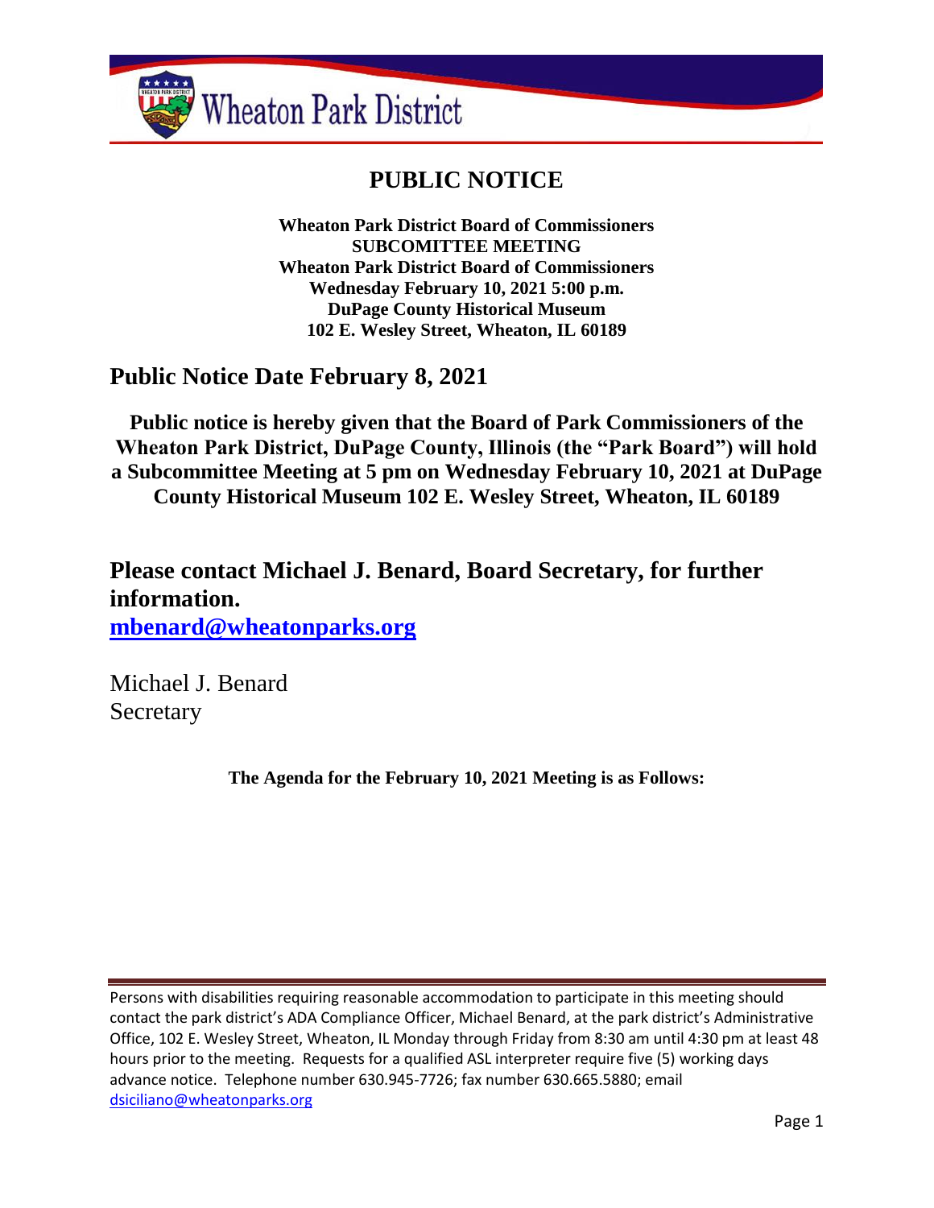Wheaton Park District

# PUBLIC NOTICE

**Wheaton Park District Board of Commissioners**
**SUBCOMITTEE MEETING**
**Wheaton Park District Board of Commissioners**
**Wednesday February 10, 2021 5:00 p.m.**
**DuPage County Historical Museum**
**102 E. Wesley Street, Wheaton, IL 60189**

## Public Notice Date February 8, 2021

**Public notice is hereby given that the Board of Park Commissioners of the Wheaton Park District, DuPage County, Illinois (the "Park Board") will hold a Subcommittee Meeting at 5 pm on Wednesday February 10, 2021 at DuPage County Historical Museum 102 E. Wesley Street, Wheaton, IL 60189**

## Please contact Michael J. Benard, Board Secretary, for further information.

**mbenard@wheatonparks.org**

Michael J. Benard
Secretary

**The Agenda for the February 10, 2021 Meeting is as Follows:**

Persons with disabilities requiring reasonable accommodation to participate in this meeting should contact the park district's ADA Compliance Officer, Michael Benard, at the park district's Administrative Office, 102 E. Wesley Street, Wheaton, IL Monday through Friday from 8:30 am until 4:30 pm at least 48 hours prior to the meeting. Requests for a qualified ASL interpreter require five (5) working days advance notice. Telephone number 630.945-7726; fax number 630.665.5880; email dsiciliano@wheatonparks.org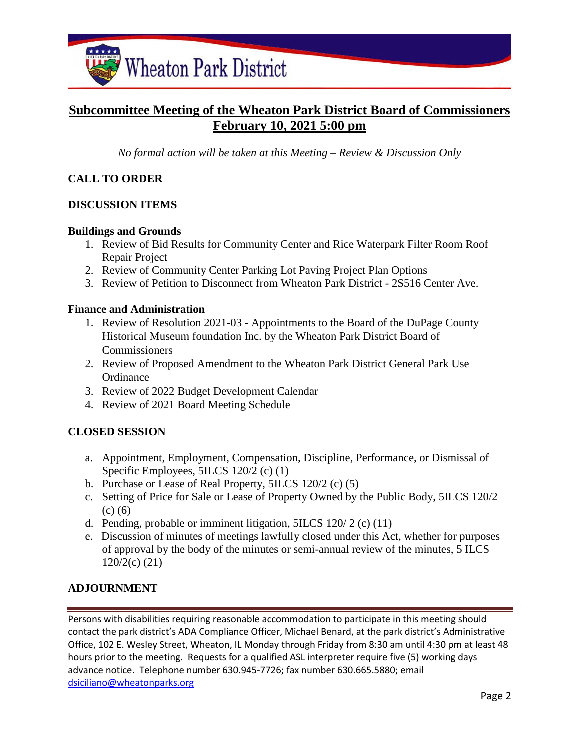Wheaton Park District

# Subcommittee Meeting of the Wheaton Park District Board of Commissioners
# February 10, 2021 5:00 pm

*No formal action will be taken at this Meeting – Review & Discussion Only*

## CALL TO ORDER

## DISCUSSION ITEMS

### Buildings and Grounds

1. Review of Bid Results for Community Center and Rice Waterpark Filter Room Roof Repair Project
2. Review of Community Center Parking Lot Paving Project Plan Options
3. Review of Petition to Disconnect from Wheaton Park District - 2S516 Center Ave.

### Finance and Administration

1. Review of Resolution 2021-03 - Appointments to the Board of the DuPage County Historical Museum foundation Inc. by the Wheaton Park District Board of Commissioners
2. Review of Proposed Amendment to the Wheaton Park District General Park Use Ordinance
3. Review of 2022 Budget Development Calendar
4. Review of 2021 Board Meeting Schedule

## CLOSED SESSION

a. Appointment, Employment, Compensation, Discipline, Performance, or Dismissal of Specific Employees, 5ILCS 120/2 (c) (1)
b. Purchase or Lease of Real Property, 5ILCS 120/2 (c) (5)
c. Setting of Price for Sale or Lease of Property Owned by the Public Body, 5ILCS 120/2 (c) (6)
d. Pending, probable or imminent litigation, 5ILCS 120/ 2 (c) (11)
e. Discussion of minutes of meetings lawfully closed under this Act, whether for purposes of approval by the body of the minutes or semi-annual review of the minutes, 5 ILCS 120/2(c) (21)

## ADJOURNMENT

---

Persons with disabilities requiring reasonable accommodation to participate in this meeting should contact the park district's ADA Compliance Officer, Michael Benard, at the park district's Administrative Office, 102 E. Wesley Street, Wheaton, IL Monday through Friday from 8:30 am until 4:30 pm at least 48 hours prior to the meeting. Requests for a qualified ASL interpreter require five (5) working days advance notice. Telephone number 630.945-7726; fax number 630.665.5880; email dsiciliano@wheatonparks.org